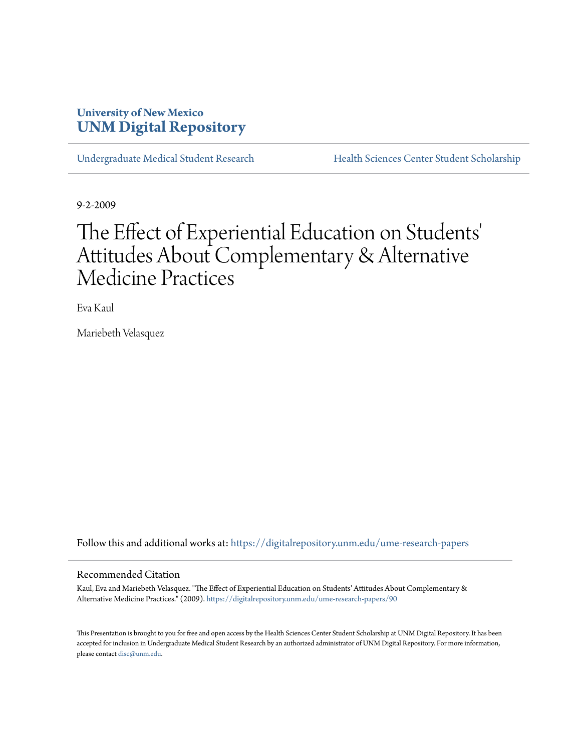University of New Mexico
**UNM Digital Repository**

Undergraduate Medical Student Research | Health Sciences Center Student Scholarship

9-2-2009

# The Effect of Experiential Education on Students' Attitudes About Complementary & Alternative Medicine Practices

Eva Kaul

Mariebeth Velasquez

Follow this and additional works at: https://digitalrepository.unm.edu/ume-research-papers

## Recommended Citation

Kaul, Eva and Mariebeth Velasquez. "The Effect of Experiential Education on Students' Attitudes About Complementary & Alternative Medicine Practices." (2009). https://digitalrepository.unm.edu/ume-research-papers/90

This Presentation is brought to you for free and open access by the Health Sciences Center Student Scholarship at UNM Digital Repository. It has been accepted for inclusion in Undergraduate Medical Student Research by an authorized administrator of UNM Digital Repository. For more information, please contact disc@unm.edu.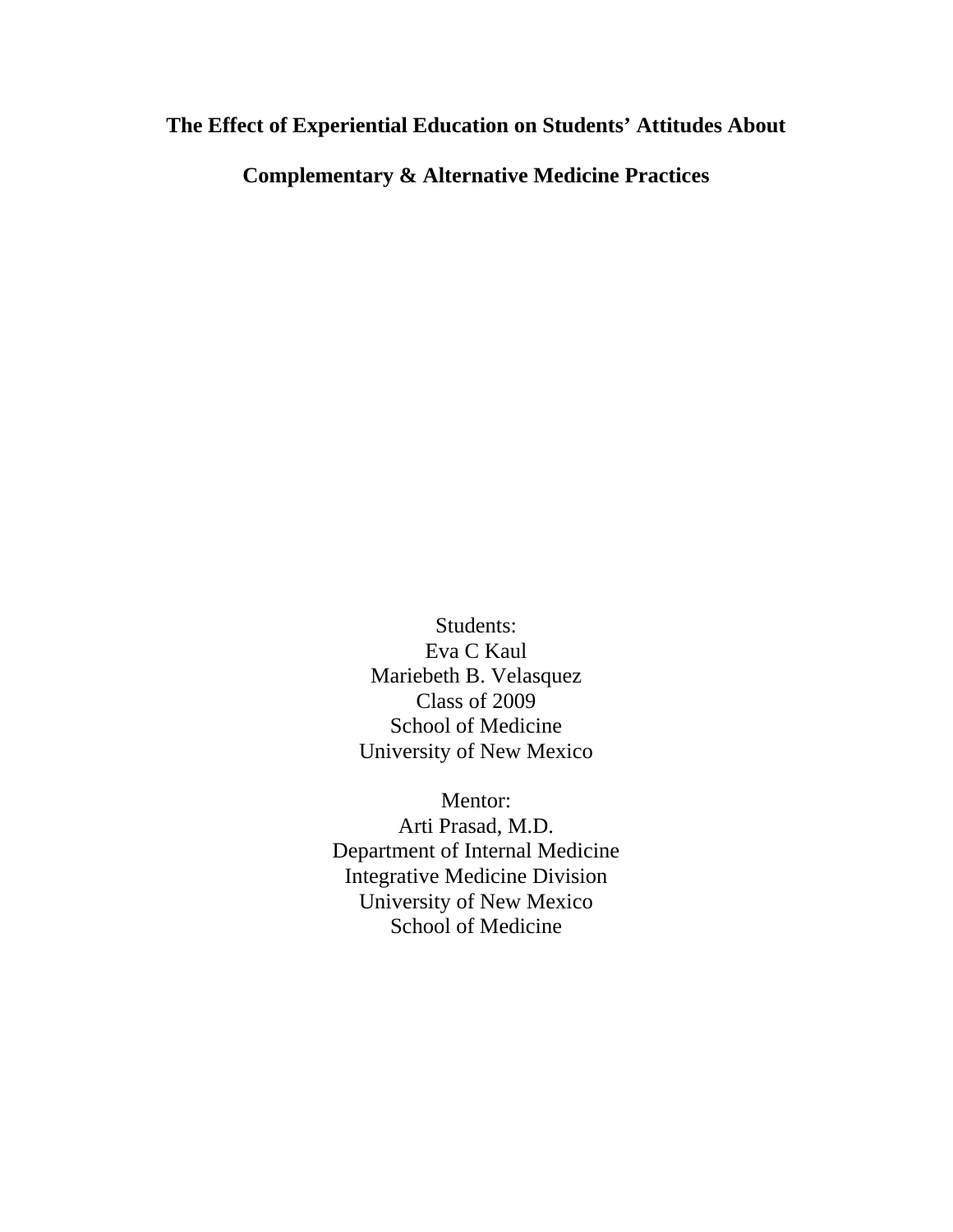# The Effect of Experiential Education on Students' Attitudes About Complementary & Alternative Medicine Practices

Students:
Eva C Kaul
Mariebeth B. Velasquez
Class of 2009
School of Medicine
University of New Mexico

Mentor:
Arti Prasad, M.D.
Department of Internal Medicine
Integrative Medicine Division
University of New Mexico
School of Medicine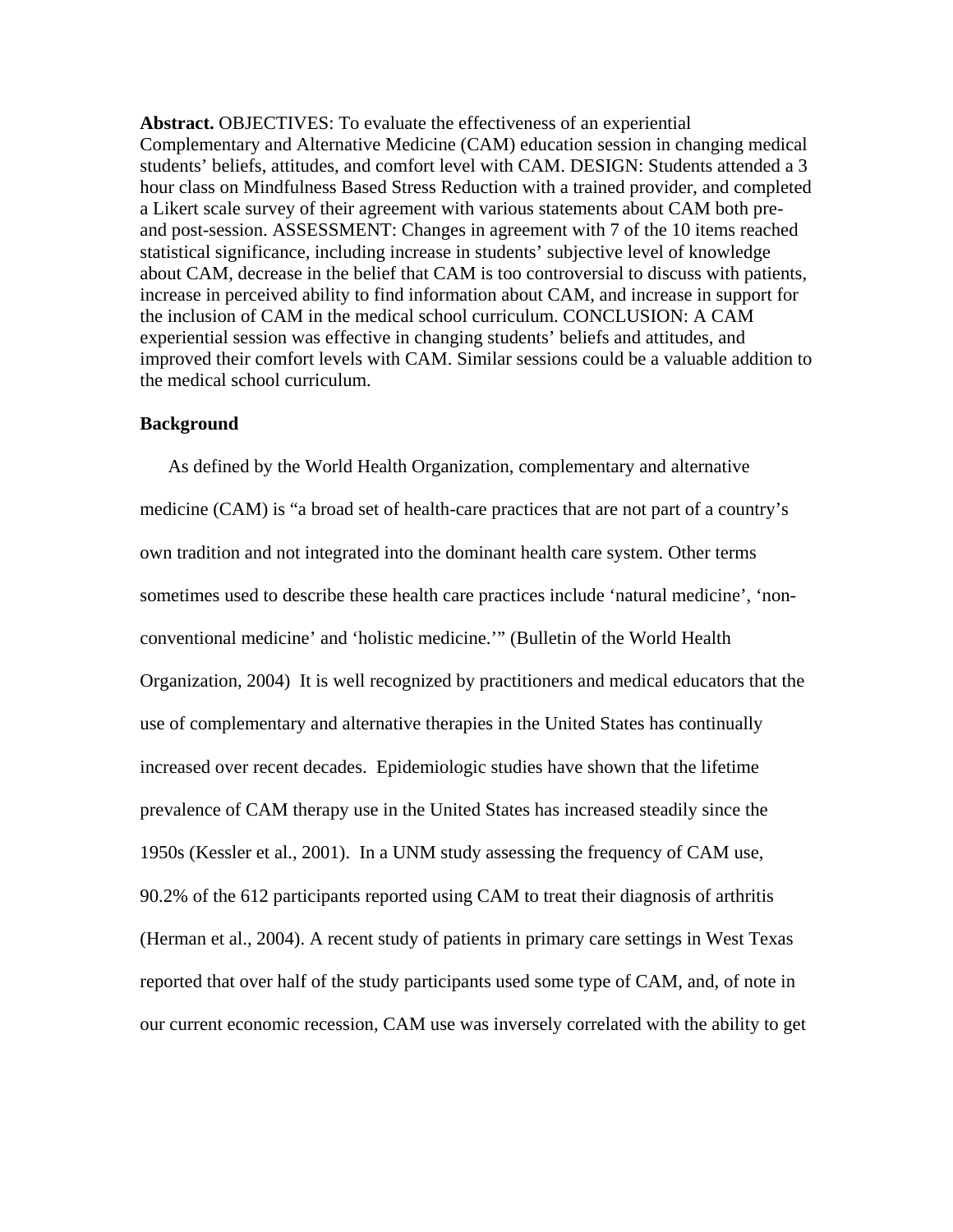**Abstract.** OBJECTIVES: To evaluate the effectiveness of an experiential Complementary and Alternative Medicine (CAM) education session in changing medical students' beliefs, attitudes, and comfort level with CAM. DESIGN: Students attended a 3 hour class on Mindfulness Based Stress Reduction with a trained provider, and completed a Likert scale survey of their agreement with various statements about CAM both pre- and post-session. ASSESSMENT: Changes in agreement with 7 of the 10 items reached statistical significance, including increase in students' subjective level of knowledge about CAM, decrease in the belief that CAM is too controversial to discuss with patients, increase in perceived ability to find information about CAM, and increase in support for the inclusion of CAM in the medical school curriculum. CONCLUSION: A CAM experiential session was effective in changing students' beliefs and attitudes, and improved their comfort levels with CAM. Similar sessions could be a valuable addition to the medical school curriculum.

**Background**

As defined by the World Health Organization, complementary and alternative medicine (CAM) is "a broad set of health-care practices that are not part of a country's own tradition and not integrated into the dominant health care system. Other terms sometimes used to describe these health care practices include 'natural medicine', 'non-conventional medicine' and 'holistic medicine.'" (Bulletin of the World Health Organization, 2004) It is well recognized by practitioners and medical educators that the use of complementary and alternative therapies in the United States has continually increased over recent decades. Epidemiologic studies have shown that the lifetime prevalence of CAM therapy use in the United States has increased steadily since the 1950s (Kessler et al., 2001). In a UNM study assessing the frequency of CAM use, 90.2% of the 612 participants reported using CAM to treat their diagnosis of arthritis (Herman et al., 2004). A recent study of patients in primary care settings in West Texas reported that over half of the study participants used some type of CAM, and, of note in our current economic recession, CAM use was inversely correlated with the ability to get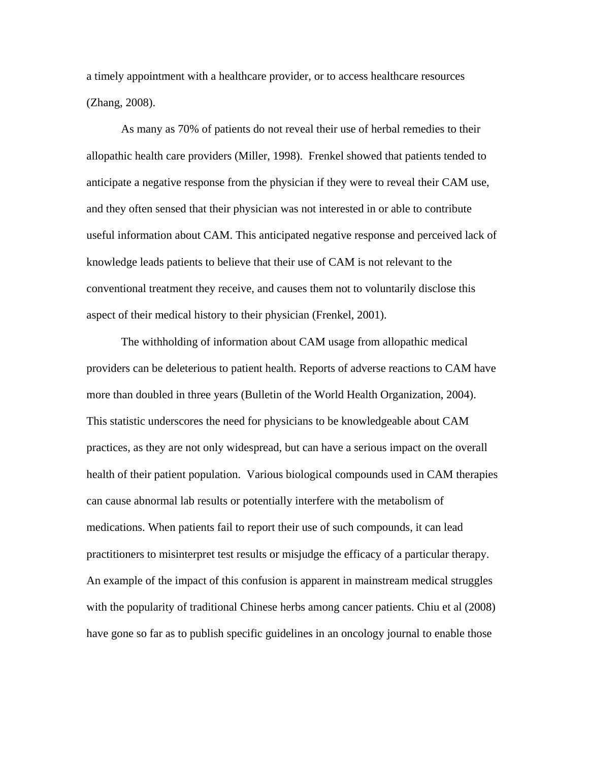a timely appointment with a healthcare provider, or to access healthcare resources (Zhang, 2008).

As many as 70% of patients do not reveal their use of herbal remedies to their allopathic health care providers (Miller, 1998). Frenkel showed that patients tended to anticipate a negative response from the physician if they were to reveal their CAM use, and they often sensed that their physician was not interested in or able to contribute useful information about CAM. This anticipated negative response and perceived lack of knowledge leads patients to believe that their use of CAM is not relevant to the conventional treatment they receive, and causes them not to voluntarily disclose this aspect of their medical history to their physician (Frenkel, 2001).

The withholding of information about CAM usage from allopathic medical providers can be deleterious to patient health. Reports of adverse reactions to CAM have more than doubled in three years (Bulletin of the World Health Organization, 2004). This statistic underscores the need for physicians to be knowledgeable about CAM practices, as they are not only widespread, but can have a serious impact on the overall health of their patient population. Various biological compounds used in CAM therapies can cause abnormal lab results or potentially interfere with the metabolism of medications. When patients fail to report their use of such compounds, it can lead practitioners to misinterpret test results or misjudge the efficacy of a particular therapy. An example of the impact of this confusion is apparent in mainstream medical struggles with the popularity of traditional Chinese herbs among cancer patients. Chiu et al (2008) have gone so far as to publish specific guidelines in an oncology journal to enable those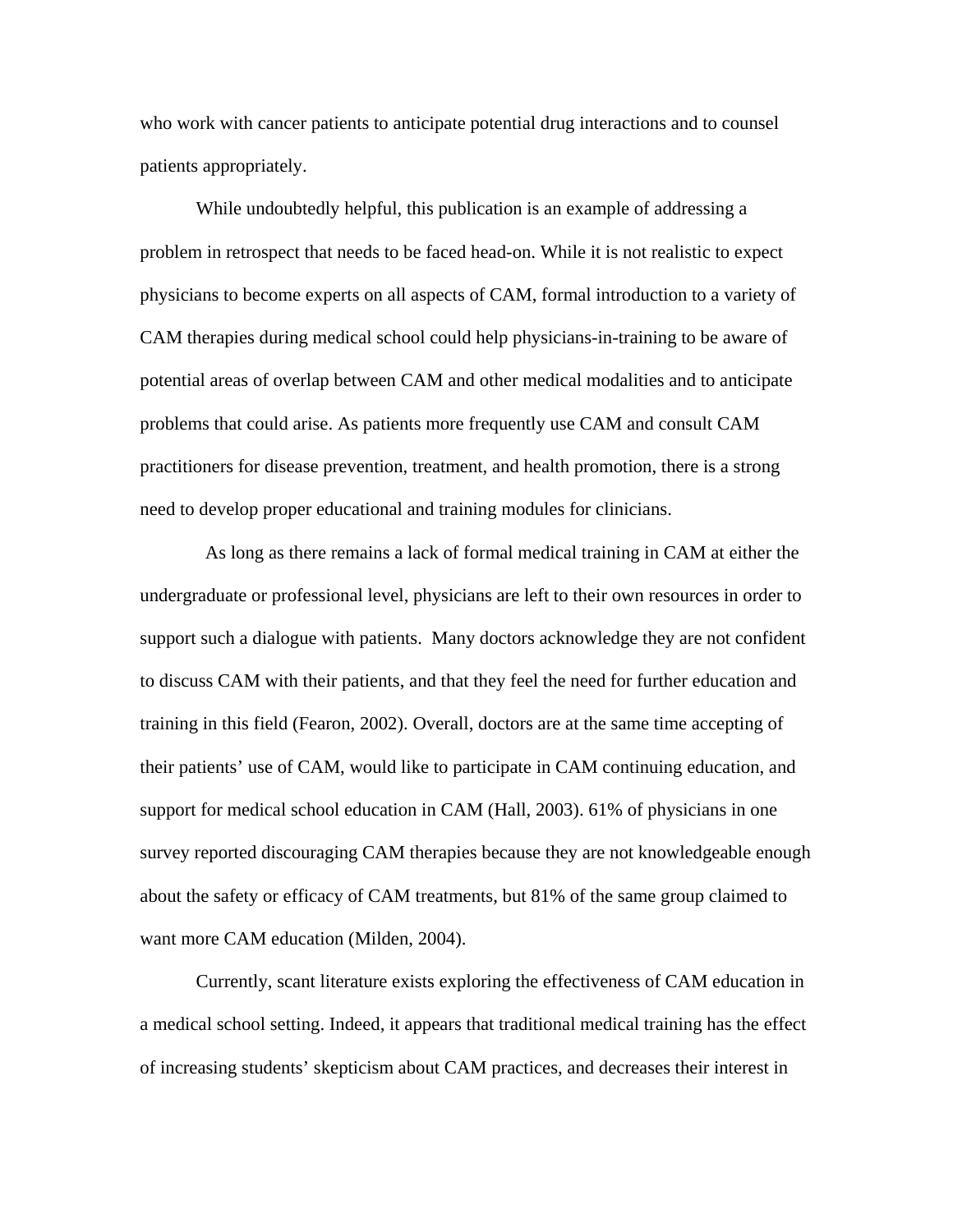who work with cancer patients to anticipate potential drug interactions and to counsel patients appropriately.

While undoubtedly helpful, this publication is an example of addressing a problem in retrospect that needs to be faced head-on. While it is not realistic to expect physicians to become experts on all aspects of CAM, formal introduction to a variety of CAM therapies during medical school could help physicians-in-training to be aware of potential areas of overlap between CAM and other medical modalities and to anticipate problems that could arise. As patients more frequently use CAM and consult CAM practitioners for disease prevention, treatment, and health promotion, there is a strong need to develop proper educational and training modules for clinicians.

As long as there remains a lack of formal medical training in CAM at either the undergraduate or professional level, physicians are left to their own resources in order to support such a dialogue with patients. Many doctors acknowledge they are not confident to discuss CAM with their patients, and that they feel the need for further education and training in this field (Fearon, 2002). Overall, doctors are at the same time accepting of their patients' use of CAM, would like to participate in CAM continuing education, and support for medical school education in CAM (Hall, 2003). 61% of physicians in one survey reported discouraging CAM therapies because they are not knowledgeable enough about the safety or efficacy of CAM treatments, but 81% of the same group claimed to want more CAM education (Milden, 2004).

Currently, scant literature exists exploring the effectiveness of CAM education in a medical school setting. Indeed, it appears that traditional medical training has the effect of increasing students' skepticism about CAM practices, and decreases their interest in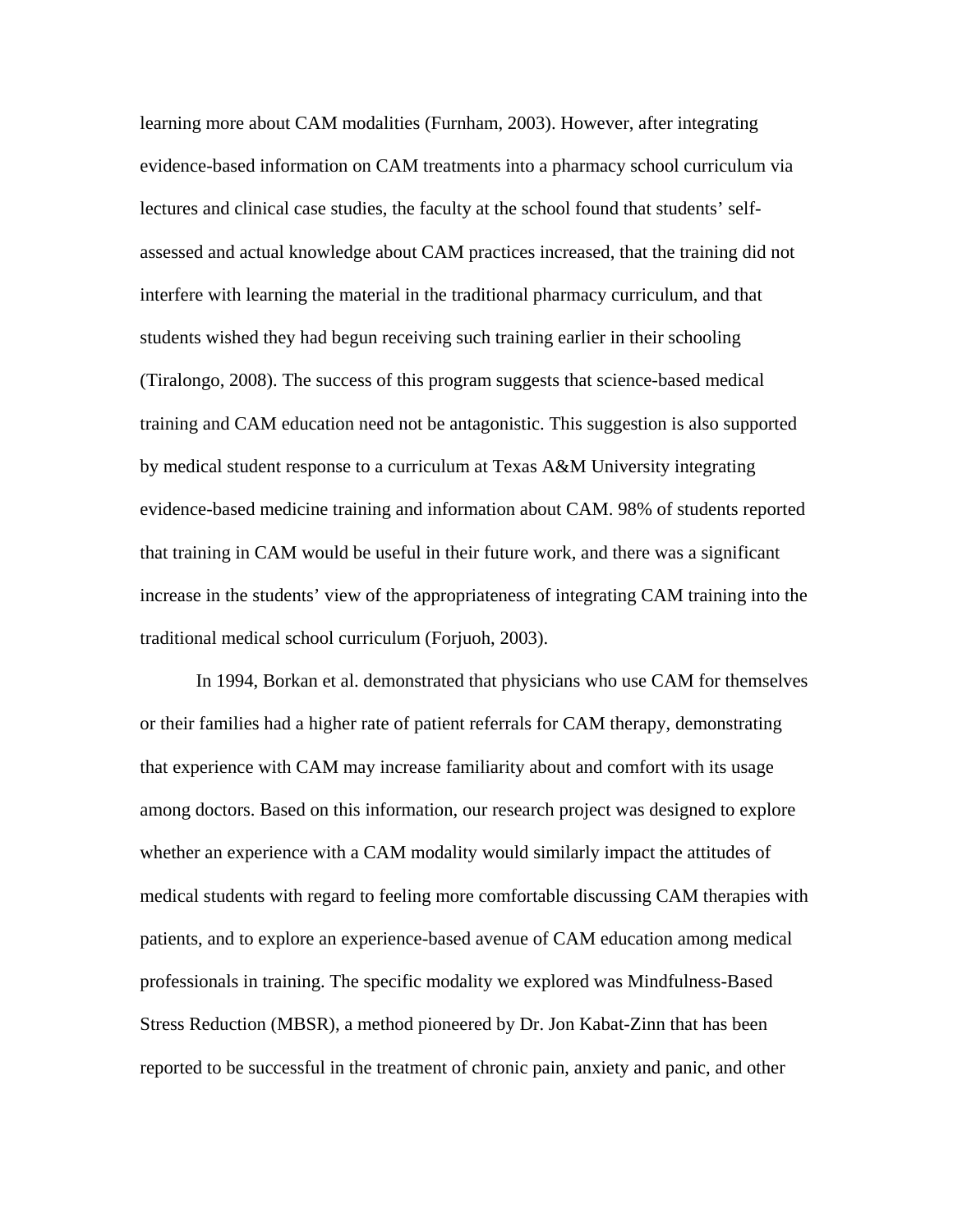learning more about CAM modalities (Furnham, 2003). However, after integrating evidence-based information on CAM treatments into a pharmacy school curriculum via lectures and clinical case studies, the faculty at the school found that students' self-assessed and actual knowledge about CAM practices increased, that the training did not interfere with learning the material in the traditional pharmacy curriculum, and that students wished they had begun receiving such training earlier in their schooling (Tiralongo, 2008). The success of this program suggests that science-based medical training and CAM education need not be antagonistic. This suggestion is also supported by medical student response to a curriculum at Texas A&M University integrating evidence-based medicine training and information about CAM. 98% of students reported that training in CAM would be useful in their future work, and there was a significant increase in the students' view of the appropriateness of integrating CAM training into the traditional medical school curriculum (Forjuoh, 2003).

In 1994, Borkan et al. demonstrated that physicians who use CAM for themselves or their families had a higher rate of patient referrals for CAM therapy, demonstrating that experience with CAM may increase familiarity about and comfort with its usage among doctors. Based on this information, our research project was designed to explore whether an experience with a CAM modality would similarly impact the attitudes of medical students with regard to feeling more comfortable discussing CAM therapies with patients, and to explore an experience-based avenue of CAM education among medical professionals in training. The specific modality we explored was Mindfulness-Based Stress Reduction (MBSR), a method pioneered by Dr. Jon Kabat-Zinn that has been reported to be successful in the treatment of chronic pain, anxiety and panic, and other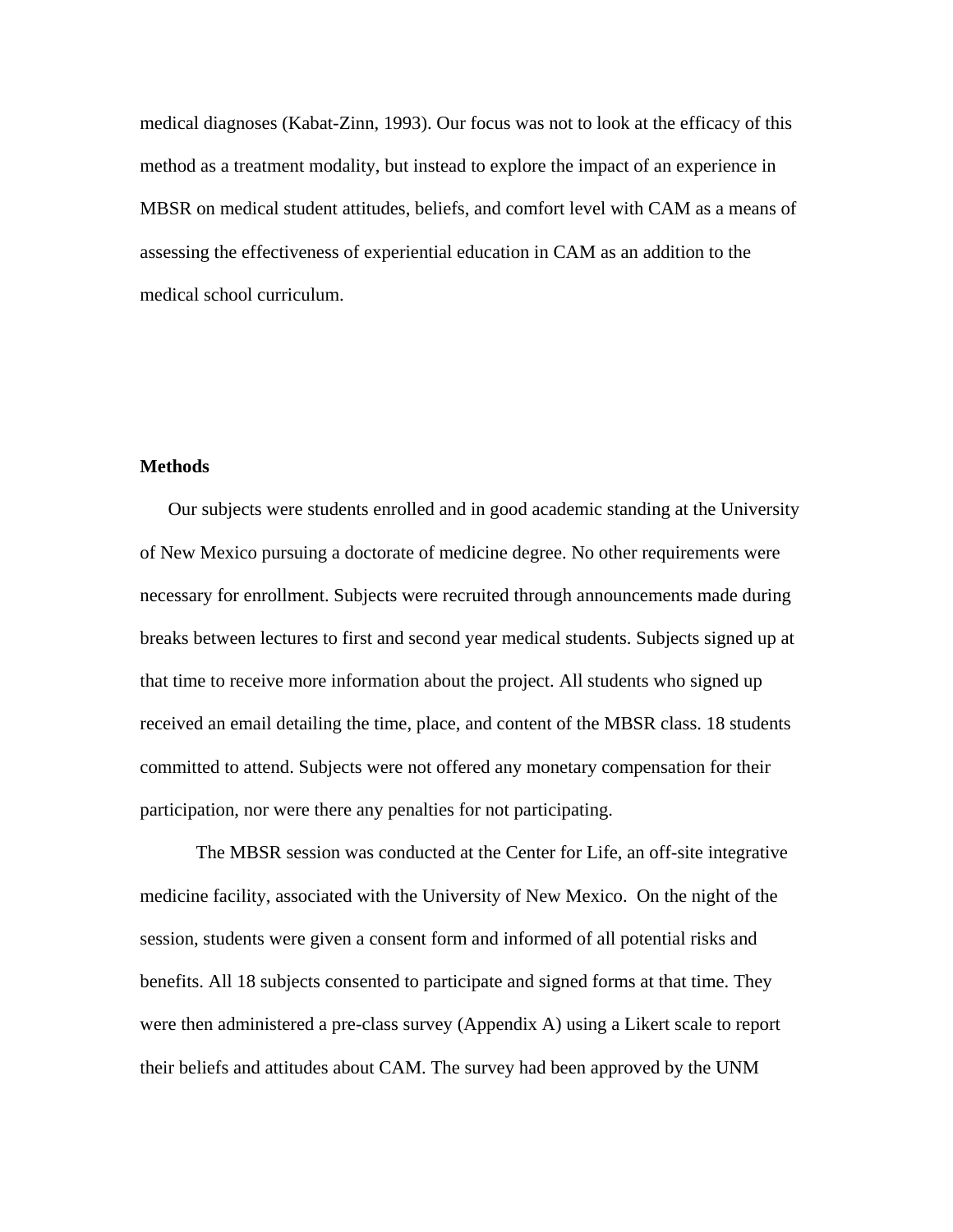medical diagnoses (Kabat-Zinn, 1993). Our focus was not to look at the efficacy of this method as a treatment modality, but instead to explore the impact of an experience in MBSR on medical student attitudes, beliefs, and comfort level with CAM as a means of assessing the effectiveness of experiential education in CAM as an addition to the medical school curriculum.

**Methods**

Our subjects were students enrolled and in good academic standing at the University of New Mexico pursuing a doctorate of medicine degree. No other requirements were necessary for enrollment. Subjects were recruited through announcements made during breaks between lectures to first and second year medical students. Subjects signed up at that time to receive more information about the project. All students who signed up received an email detailing the time, place, and content of the MBSR class. 18 students committed to attend. Subjects were not offered any monetary compensation for their participation, nor were there any penalties for not participating.

The MBSR session was conducted at the Center for Life, an off-site integrative medicine facility, associated with the University of New Mexico. On the night of the session, students were given a consent form and informed of all potential risks and benefits. All 18 subjects consented to participate and signed forms at that time. They were then administered a pre-class survey (Appendix A) using a Likert scale to report their beliefs and attitudes about CAM. The survey had been approved by the UNM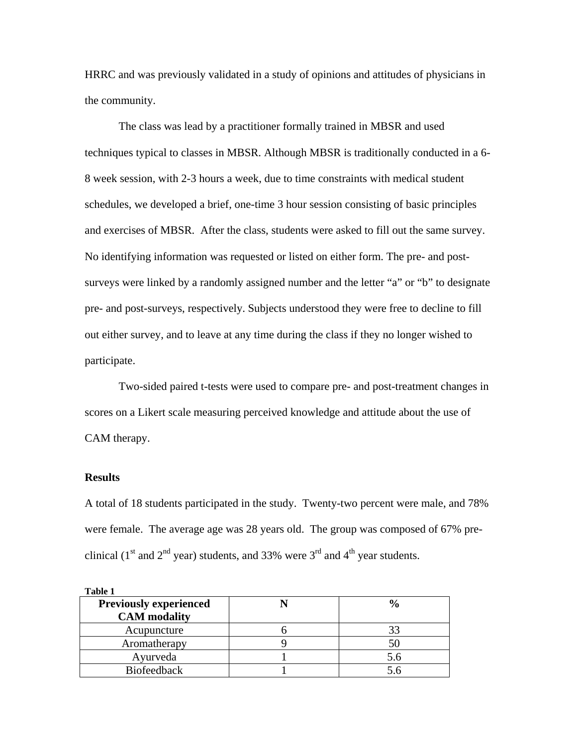HRRC and was previously validated in a study of opinions and attitudes of physicians in the community.

The class was lead by a practitioner formally trained in MBSR and used techniques typical to classes in MBSR. Although MBSR is traditionally conducted in a 6-8 week session, with 2-3 hours a week, due to time constraints with medical student schedules, we developed a brief, one-time 3 hour session consisting of basic principles and exercises of MBSR. After the class, students were asked to fill out the same survey. No identifying information was requested or listed on either form. The pre- and post-surveys were linked by a randomly assigned number and the letter "a" or "b" to designate pre- and post-surveys, respectively. Subjects understood they were free to decline to fill out either survey, and to leave at any time during the class if they no longer wished to participate.

Two-sided paired t-tests were used to compare pre- and post-treatment changes in scores on a Likert scale measuring perceived knowledge and attitude about the use of CAM therapy.

**Results**

A total of 18 students participated in the study. Twenty-two percent were male, and 78% were female. The average age was 28 years old. The group was composed of 67% pre-clinical (1st and 2nd year) students, and 33% were 3rd and 4th year students.

**Table 1**

| Previously experienced CAM modality | N | % |
|---|---|---|
| Acupuncture | 6 | 33 |
| Aromatherapy | 9 | 50 |
| Ayurveda | 1 | 5.6 |
| Biofeedback | 1 | 5.6 |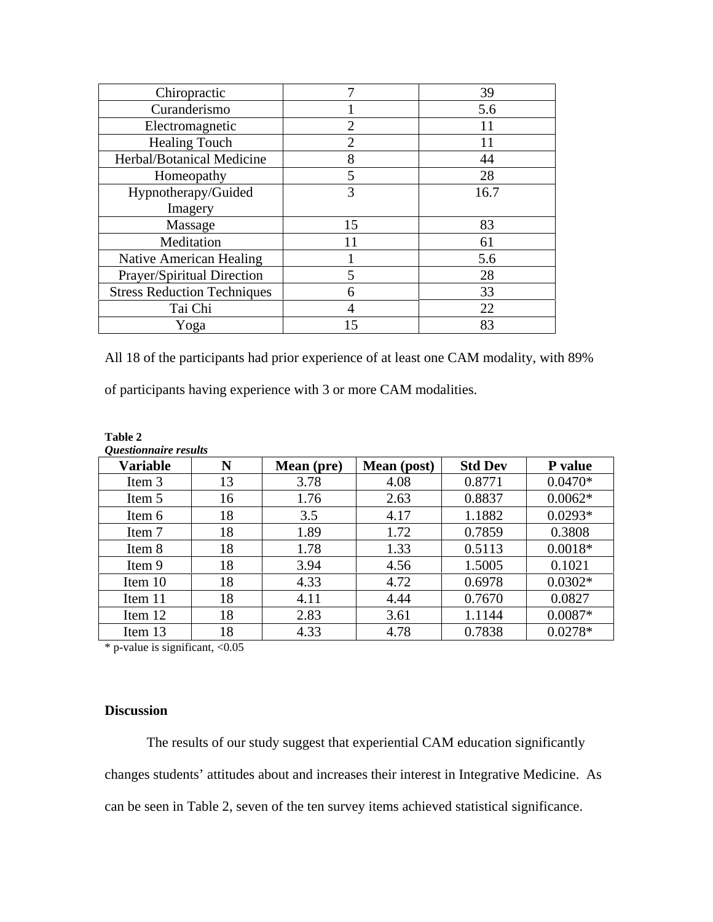| | | |
|---|---|---|
| Chiropractic | 7 | 39 |
| Curanderismo | 1 | 5.6 |
| Electromagnetic | 2 | 11 |
| Healing Touch | 2 | 11 |
| Herbal/Botanical Medicine | 8 | 44 |
| Homeopathy | 5 | 28 |
| Hypnotherapy/Guided Imagery | 3 | 16.7 |
| Massage | 15 | 83 |
| Meditation | 11 | 61 |
| Native American Healing | 1 | 5.6 |
| Prayer/Spiritual Direction | 5 | 28 |
| Stress Reduction Techniques | 6 | 33 |
| Tai Chi | 4 | 22 |
| Yoga | 15 | 83 |

All 18 of the participants had prior experience of at least one CAM modality, with 89% of participants having experience with 3 or more CAM modalities.

**Table 2**
***Questionnaire results***

| Variable | N | Mean (pre) | Mean (post) | Std Dev | P value |
|---|---|---|---|---|---|
| Item 3 | 13 | 3.78 | 4.08 | 0.8771 | 0.0470* |
| Item 5 | 16 | 1.76 | 2.63 | 0.8837 | 0.0062* |
| Item 6 | 18 | 3.5 | 4.17 | 1.1882 | 0.0293* |
| Item 7 | 18 | 1.89 | 1.72 | 0.7859 | 0.3808 |
| Item 8 | 18 | 1.78 | 1.33 | 0.5113 | 0.0018* |
| Item 9 | 18 | 3.94 | 4.56 | 1.5005 | 0.1021 |
| Item 10 | 18 | 4.33 | 4.72 | 0.6978 | 0.0302* |
| Item 11 | 18 | 4.11 | 4.44 | 0.7670 | 0.0827 |
| Item 12 | 18 | 2.83 | 3.61 | 1.1144 | 0.0087* |
| Item 13 | 18 | 4.33 | 4.78 | 0.7838 | 0.0278* |

* p-value is significant, <0.05

**Discussion**

The results of our study suggest that experiential CAM education significantly changes students' attitudes about and increases their interest in Integrative Medicine. As can be seen in Table 2, seven of the ten survey items achieved statistical significance.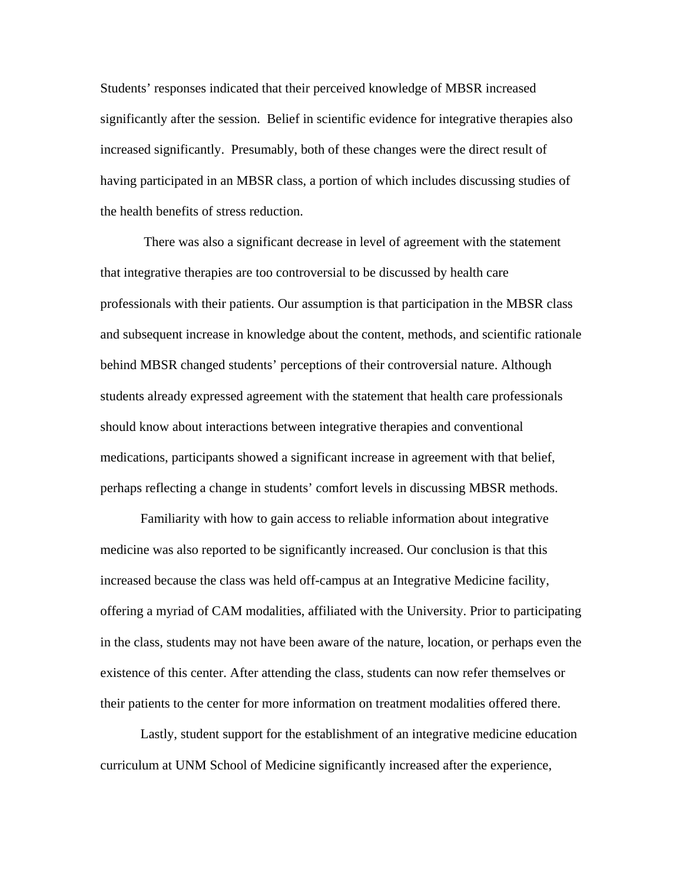Students' responses indicated that their perceived knowledge of MBSR increased significantly after the session. Belief in scientific evidence for integrative therapies also increased significantly. Presumably, both of these changes were the direct result of having participated in an MBSR class, a portion of which includes discussing studies of the health benefits of stress reduction.

There was also a significant decrease in level of agreement with the statement that integrative therapies are too controversial to be discussed by health care professionals with their patients. Our assumption is that participation in the MBSR class and subsequent increase in knowledge about the content, methods, and scientific rationale behind MBSR changed students' perceptions of their controversial nature. Although students already expressed agreement with the statement that health care professionals should know about interactions between integrative therapies and conventional medications, participants showed a significant increase in agreement with that belief, perhaps reflecting a change in students' comfort levels in discussing MBSR methods.

Familiarity with how to gain access to reliable information about integrative medicine was also reported to be significantly increased. Our conclusion is that this increased because the class was held off-campus at an Integrative Medicine facility, offering a myriad of CAM modalities, affiliated with the University. Prior to participating in the class, students may not have been aware of the nature, location, or perhaps even the existence of this center. After attending the class, students can now refer themselves or their patients to the center for more information on treatment modalities offered there.

Lastly, student support for the establishment of an integrative medicine education curriculum at UNM School of Medicine significantly increased after the experience,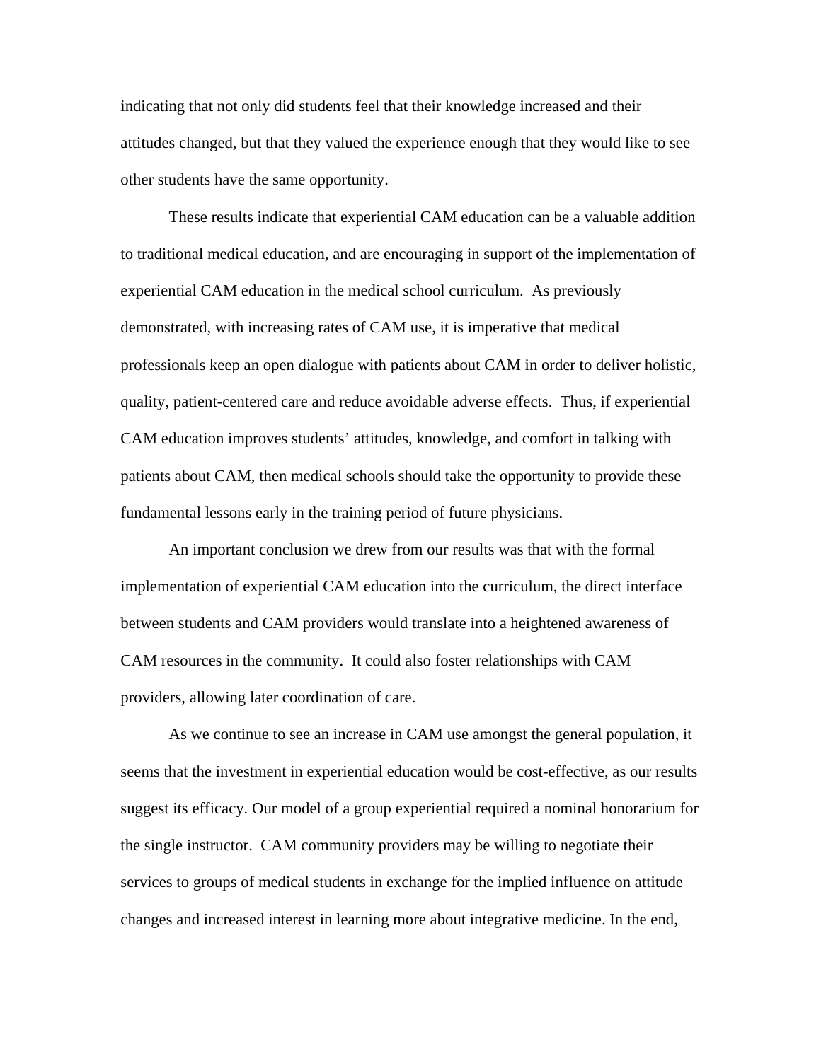indicating that not only did students feel that their knowledge increased and their attitudes changed, but that they valued the experience enough that they would like to see other students have the same opportunity.

These results indicate that experiential CAM education can be a valuable addition to traditional medical education, and are encouraging in support of the implementation of experiential CAM education in the medical school curriculum. As previously demonstrated, with increasing rates of CAM use, it is imperative that medical professionals keep an open dialogue with patients about CAM in order to deliver holistic, quality, patient-centered care and reduce avoidable adverse effects. Thus, if experiential CAM education improves students' attitudes, knowledge, and comfort in talking with patients about CAM, then medical schools should take the opportunity to provide these fundamental lessons early in the training period of future physicians.

An important conclusion we drew from our results was that with the formal implementation of experiential CAM education into the curriculum, the direct interface between students and CAM providers would translate into a heightened awareness of CAM resources in the community. It could also foster relationships with CAM providers, allowing later coordination of care.

As we continue to see an increase in CAM use amongst the general population, it seems that the investment in experiential education would be cost-effective, as our results suggest its efficacy. Our model of a group experiential required a nominal honorarium for the single instructor. CAM community providers may be willing to negotiate their services to groups of medical students in exchange for the implied influence on attitude changes and increased interest in learning more about integrative medicine. In the end,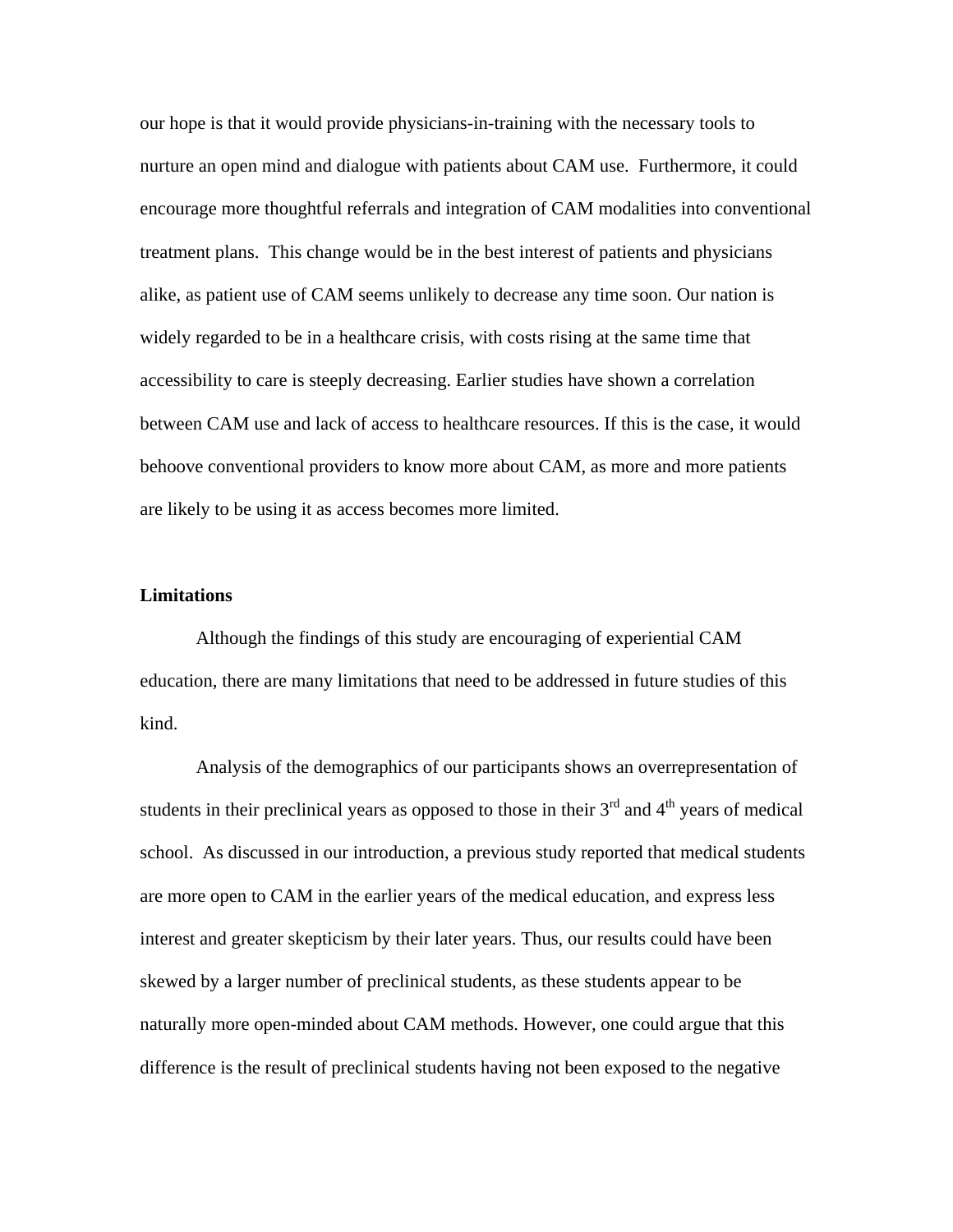our hope is that it would provide physicians-in-training with the necessary tools to nurture an open mind and dialogue with patients about CAM use.  Furthermore, it could encourage more thoughtful referrals and integration of CAM modalities into conventional treatment plans.  This change would be in the best interest of patients and physicians alike, as patient use of CAM seems unlikely to decrease any time soon. Our nation is widely regarded to be in a healthcare crisis, with costs rising at the same time that accessibility to care is steeply decreasing. Earlier studies have shown a correlation between CAM use and lack of access to healthcare resources. If this is the case, it would behoove conventional providers to know more about CAM, as more and more patients are likely to be using it as access becomes more limited.

**Limitations**

Although the findings of this study are encouraging of experiential CAM education, there are many limitations that need to be addressed in future studies of this kind.

Analysis of the demographics of our participants shows an overrepresentation of students in their preclinical years as opposed to those in their 3rd and 4th years of medical school.  As discussed in our introduction, a previous study reported that medical students are more open to CAM in the earlier years of the medical education, and express less interest and greater skepticism by their later years. Thus, our results could have been skewed by a larger number of preclinical students, as these students appear to be naturally more open-minded about CAM methods. However, one could argue that this difference is the result of preclinical students having not been exposed to the negative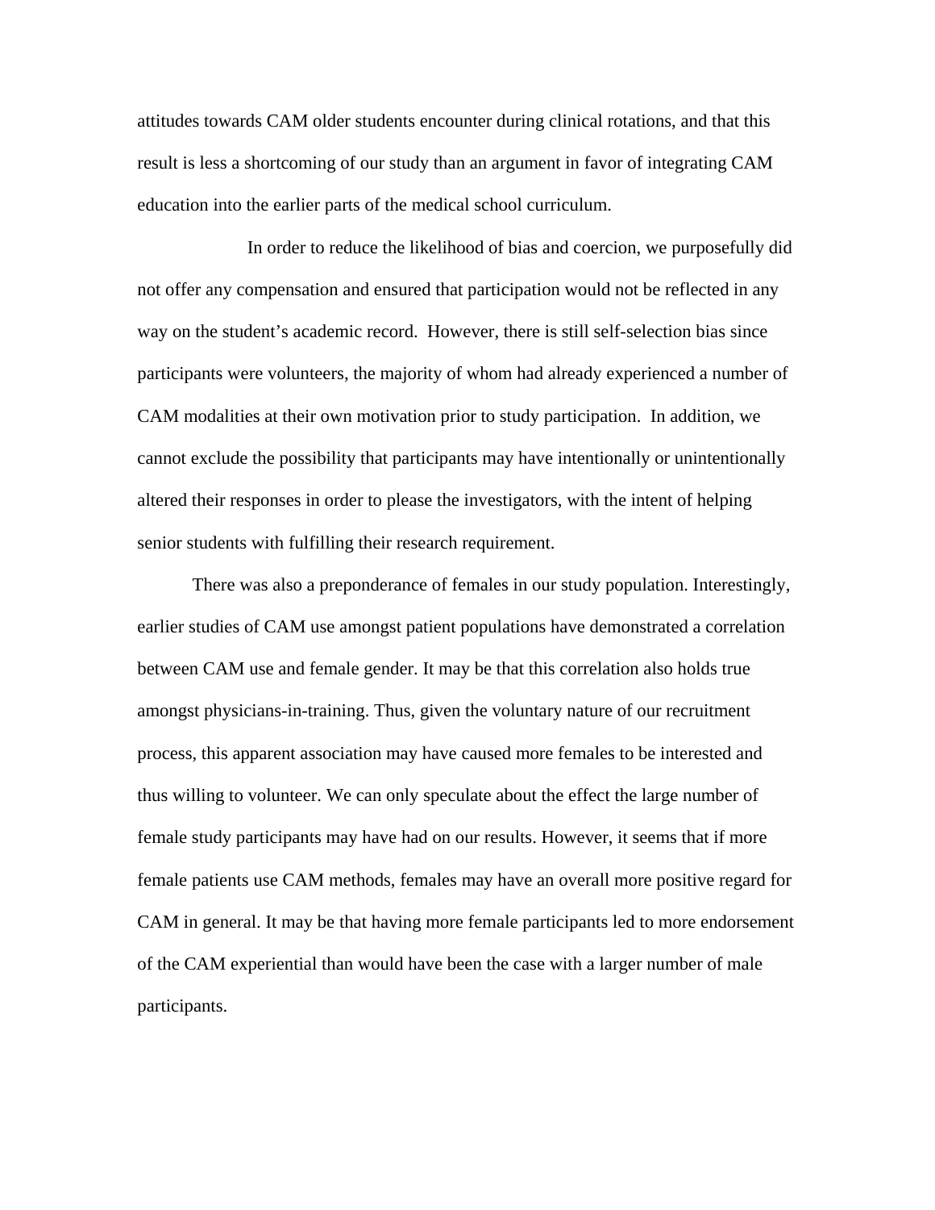attitudes towards CAM older students encounter during clinical rotations, and that this result is less a shortcoming of our study than an argument in favor of integrating CAM education into the earlier parts of the medical school curriculum.

In order to reduce the likelihood of bias and coercion, we purposefully did not offer any compensation and ensured that participation would not be reflected in any way on the student's academic record. However, there is still self-selection bias since participants were volunteers, the majority of whom had already experienced a number of CAM modalities at their own motivation prior to study participation. In addition, we cannot exclude the possibility that participants may have intentionally or unintentionally altered their responses in order to please the investigators, with the intent of helping senior students with fulfilling their research requirement.

There was also a preponderance of females in our study population. Interestingly, earlier studies of CAM use amongst patient populations have demonstrated a correlation between CAM use and female gender. It may be that this correlation also holds true amongst physicians-in-training. Thus, given the voluntary nature of our recruitment process, this apparent association may have caused more females to be interested and thus willing to volunteer. We can only speculate about the effect the large number of female study participants may have had on our results. However, it seems that if more female patients use CAM methods, females may have an overall more positive regard for CAM in general. It may be that having more female participants led to more endorsement of the CAM experiential than would have been the case with a larger number of male participants.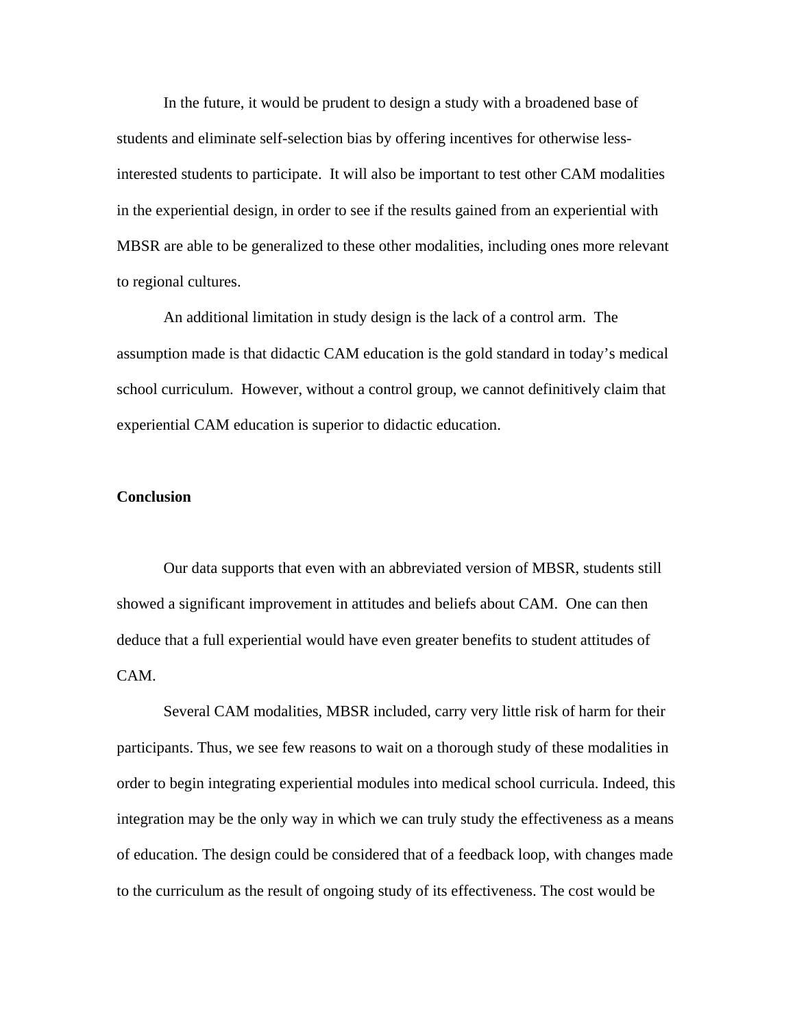In the future, it would be prudent to design a study with a broadened base of students and eliminate self-selection bias by offering incentives for otherwise less-interested students to participate.  It will also be important to test other CAM modalities in the experiential design, in order to see if the results gained from an experiential with MBSR are able to be generalized to these other modalities, including ones more relevant to regional cultures.

An additional limitation in study design is the lack of a control arm.  The assumption made is that didactic CAM education is the gold standard in today's medical school curriculum.  However, without a control group, we cannot definitively claim that experiential CAM education is superior to didactic education.

**Conclusion**

Our data supports that even with an abbreviated version of MBSR, students still showed a significant improvement in attitudes and beliefs about CAM.  One can then deduce that a full experiential would have even greater benefits to student attitudes of CAM.

Several CAM modalities, MBSR included, carry very little risk of harm for their participants. Thus, we see few reasons to wait on a thorough study of these modalities in order to begin integrating experiential modules into medical school curricula. Indeed, this integration may be the only way in which we can truly study the effectiveness as a means of education. The design could be considered that of a feedback loop, with changes made to the curriculum as the result of ongoing study of its effectiveness. The cost would be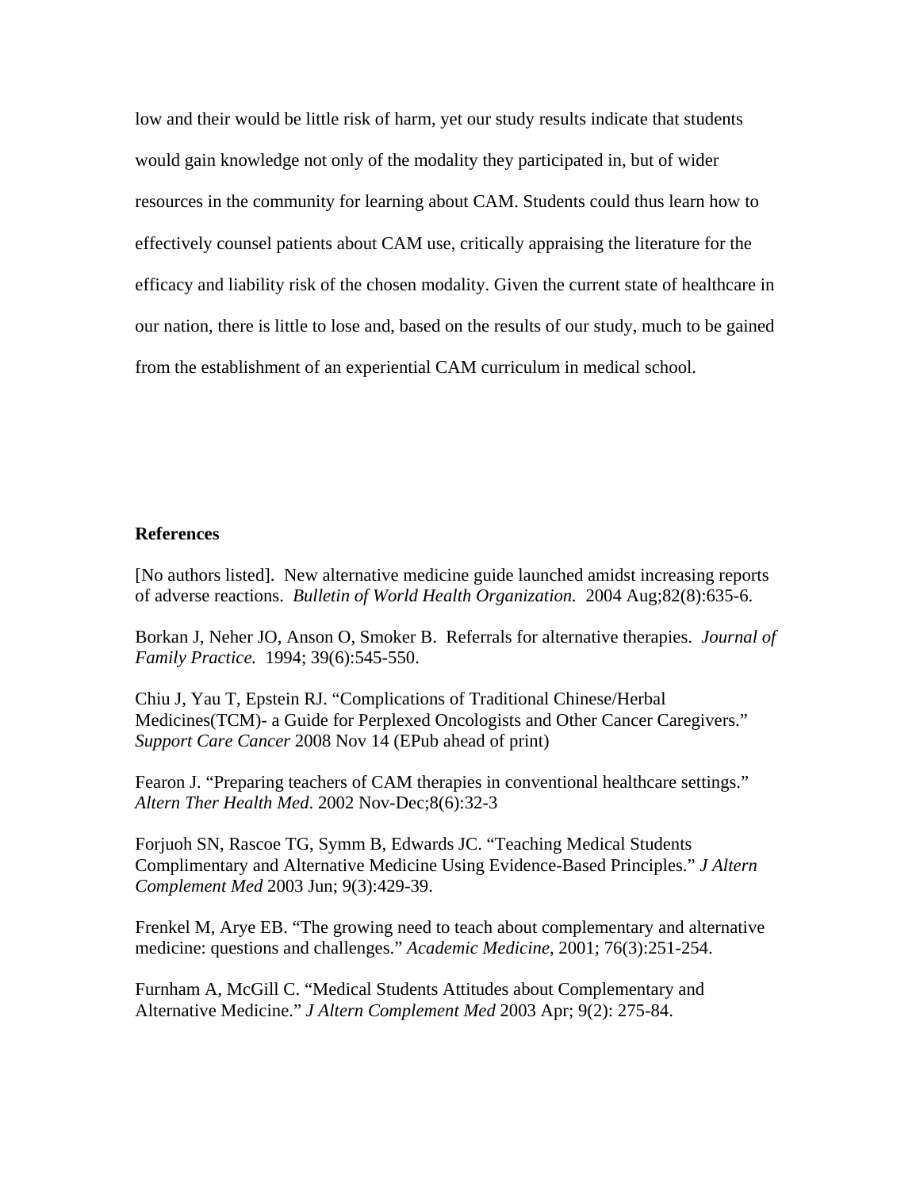low and their would be little risk of harm, yet our study results indicate that students would gain knowledge not only of the modality they participated in, but of wider resources in the community for learning about CAM. Students could thus learn how to effectively counsel patients about CAM use, critically appraising the literature for the efficacy and liability risk of the chosen modality. Given the current state of healthcare in our nation, there is little to lose and, based on the results of our study, much to be gained from the establishment of an experiential CAM curriculum in medical school.

**References**

[No authors listed]. New alternative medicine guide launched amidst increasing reports of adverse reactions. *Bulletin of World Health Organization.* 2004 Aug;82(8):635-6.

Borkan J, Neher JO, Anson O, Smoker B. Referrals for alternative therapies. *Journal of Family Practice.* 1994; 39(6):545-550.

Chiu J, Yau T, Epstein RJ. "Complications of Traditional Chinese/Herbal Medicines(TCM)- a Guide for Perplexed Oncologists and Other Cancer Caregivers." *Support Care Cancer* 2008 Nov 14 (EPub ahead of print)

Fearon J. "Preparing teachers of CAM therapies in conventional healthcare settings." *Altern Ther Health Med.* 2002 Nov-Dec;8(6):32-3

Forjuoh SN, Rascoe TG, Symm B, Edwards JC. "Teaching Medical Students Complimentary and Alternative Medicine Using Evidence-Based Principles." *J Altern Complement Med* 2003 Jun; 9(3):429-39.

Frenkel M, Arye EB. "The growing need to teach about complementary and alternative medicine: questions and challenges." *Academic Medicine*, 2001; 76(3):251-254.

Furnham A, McGill C. "Medical Students Attitudes about Complementary and Alternative Medicine." *J Altern Complement Med* 2003 Apr; 9(2): 275-84.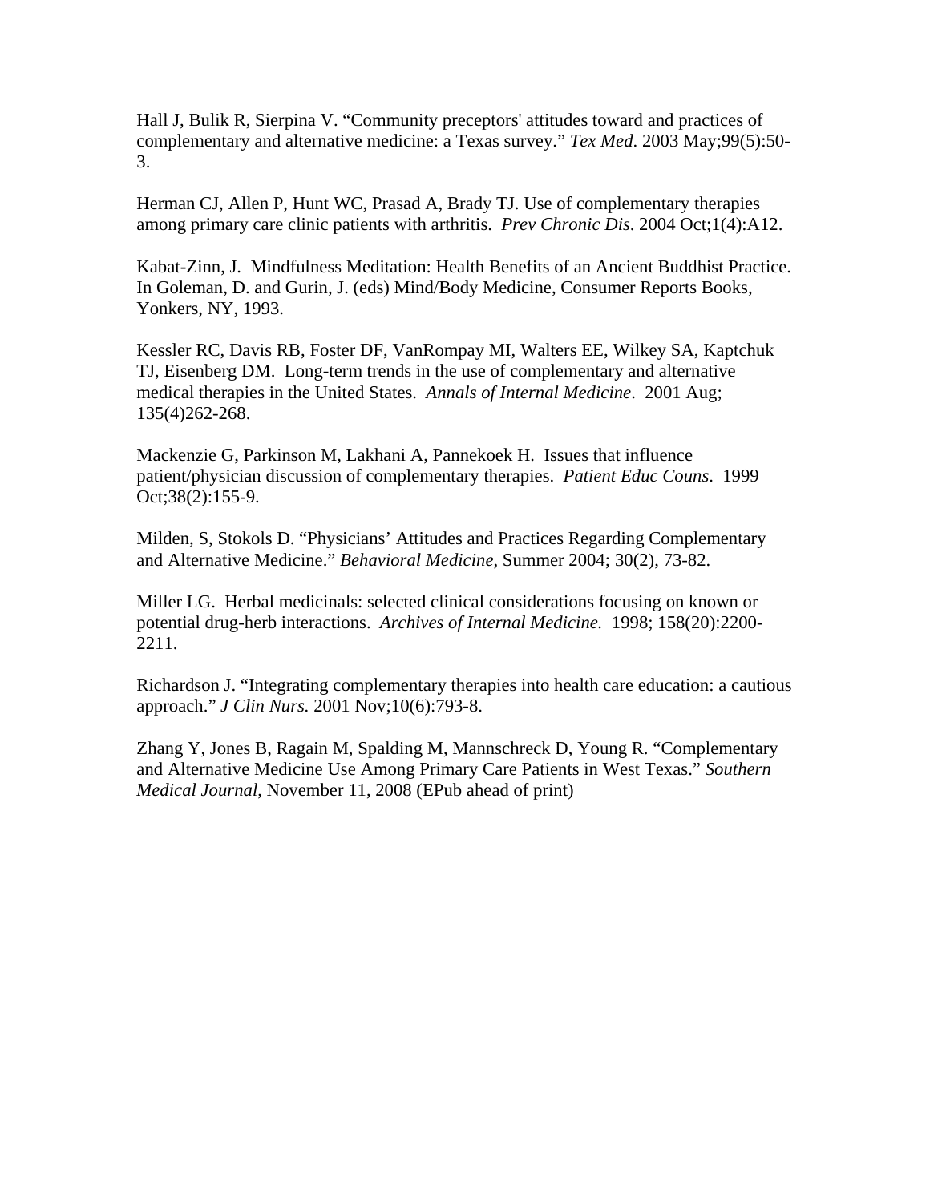Hall J, Bulik R, Sierpina V. "Community preceptors' attitudes toward and practices of complementary and alternative medicine: a Texas survey." *Tex Med*. 2003 May;99(5):50-3.

Herman CJ, Allen P, Hunt WC, Prasad A, Brady TJ. Use of complementary therapies among primary care clinic patients with arthritis. *Prev Chronic Dis*. 2004 Oct;1(4):A12.

Kabat-Zinn, J. Mindfulness Meditation: Health Benefits of an Ancient Buddhist Practice. In Goleman, D. and Gurin, J. (eds) <u>Mind/Body Medicine</u>, Consumer Reports Books, Yonkers, NY, 1993.

Kessler RC, Davis RB, Foster DF, VanRompay MI, Walters EE, Wilkey SA, Kaptchuk TJ, Eisenberg DM. Long-term trends in the use of complementary and alternative medical therapies in the United States. *Annals of Internal Medicine*. 2001 Aug; 135(4)262-268.

Mackenzie G, Parkinson M, Lakhani A, Pannekoek H. Issues that influence patient/physician discussion of complementary therapies. *Patient Educ Couns*. 1999 Oct;38(2):155-9.

Milden, S, Stokols D. "Physicians' Attitudes and Practices Regarding Complementary and Alternative Medicine." *Behavioral Medicine*, Summer 2004; 30(2), 73-82.

Miller LG. Herbal medicinals: selected clinical considerations focusing on known or potential drug-herb interactions. *Archives of Internal Medicine.* 1998; 158(20):2200-2211.

Richardson J. "Integrating complementary therapies into health care education: a cautious approach." *J Clin Nurs.* 2001 Nov;10(6):793-8.

Zhang Y, Jones B, Ragain M, Spalding M, Mannschreck D, Young R. "Complementary and Alternative Medicine Use Among Primary Care Patients in West Texas." *Southern Medical Journal*, November 11, 2008 (EPub ahead of print)